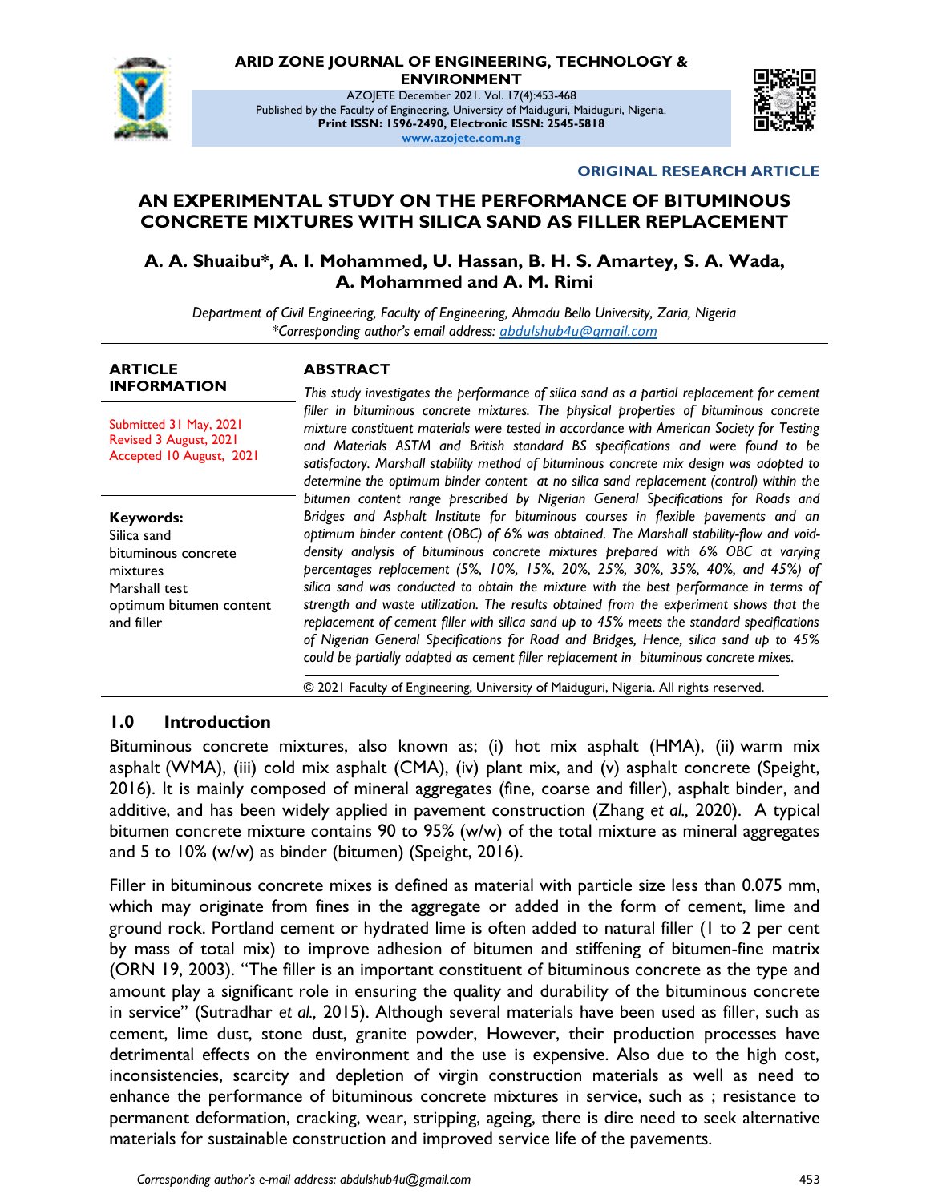**ARID ZONE JOURNAL OF ENGINEERING, TECHNOLOGY & ENVIRONMENT**

AZOJETE December 2021. Vol. 17(4):453-468

Published by the Faculty of Engineering, University of Maiduguri, Maiduguri, Nigeria.

**Print ISSN: 1596-2490, Electronic ISSN: 2545-5818**

**www.azojete.com.ng**

**ORIGINAL RESEARCH ARTICLE**

# AN EXPERIMENTAL STUDY ON THE PERFORMANCE OF BITUMINOUS CONCRETE MIXTURES WITH SILICA SAND AS FILLER REPLACEMENT

**A. A. Shuaibu\*, A. I. Mohammed, U. Hassan, B. H. S. Amartey, S. A. Wada, A. Mohammed and A. M. Rimi**

*Department of Civil Engineering, Faculty of Engineering, Ahmadu Bello University, Zaria, Nigeria*
*\*Corresponding author's email address: abdulshub4u@gmail.com*

**ARTICLE INFORMATION**

Submitted 31 May, 2021
Revised 3 August, 2021
Accepted 10 August, 2021

**Keywords:**
Silica sand
bituminous concrete mixtures
Marshall test
optimum bitumen content and filler

**ABSTRACT**

*This study investigates the performance of silica sand as a partial replacement for cement filler in bituminous concrete mixtures. The physical properties of bituminous concrete mixture constituent materials were tested in accordance with American Society for Testing and Materials ASTM and British standard BS specifications and were found to be satisfactory. Marshall stability method of bituminous concrete mix design was adopted to determine the optimum binder content at no silica sand replacement (control) within the bitumen content range prescribed by Nigerian General Specifications for Roads and Bridges and Asphalt Institute for bituminous courses in flexible pavements and an optimum binder content (OBC) of 6% was obtained. The Marshall stability-flow and void-density analysis of bituminous concrete mixtures prepared with 6% OBC at varying percentages replacement (5%, 10%, 15%, 20%, 25%, 30%, 35%, 40%, and 45%) of silica sand was conducted to obtain the mixture with the best performance in terms of strength and waste utilization. The results obtained from the experiment shows that the replacement of cement filler with silica sand up to 45% meets the standard specifications of Nigerian General Specifications for Road and Bridges, Hence, silica sand up to 45% could be partially adapted as cement filler replacement in bituminous concrete mixes.*

© 2021 Faculty of Engineering, University of Maiduguri, Nigeria. All rights reserved.

## 1.0 Introduction

Bituminous concrete mixtures, also known as; (i) hot mix asphalt (HMA), (ii) warm mix asphalt (WMA), (iii) cold mix asphalt (CMA), (iv) plant mix, and (v) asphalt concrete (Speight, 2016). It is mainly composed of mineral aggregates (fine, coarse and filler), asphalt binder, and additive, and has been widely applied in pavement construction (Zhang *et al.,* 2020). A typical bitumen concrete mixture contains 90 to 95% (w/w) of the total mixture as mineral aggregates and 5 to 10% (w/w) as binder (bitumen) (Speight, 2016).

Filler in bituminous concrete mixes is defined as material with particle size less than 0.075 mm, which may originate from fines in the aggregate or added in the form of cement, lime and ground rock. Portland cement or hydrated lime is often added to natural filler (1 to 2 per cent by mass of total mix) to improve adhesion of bitumen and stiffening of bitumen-fine matrix (ORN 19, 2003). "The filler is an important constituent of bituminous concrete as the type and amount play a significant role in ensuring the quality and durability of the bituminous concrete in service" (Sutradhar *et al.,* 2015). Although several materials have been used as filler, such as cement, lime dust, stone dust, granite powder, However, their production processes have detrimental effects on the environment and the use is expensive. Also due to the high cost, inconsistencies, scarcity and depletion of virgin construction materials as well as need to enhance the performance of bituminous concrete mixtures in service, such as ; resistance to permanent deformation, cracking, wear, stripping, ageing, there is dire need to seek alternative materials for sustainable construction and improved service life of the pavements.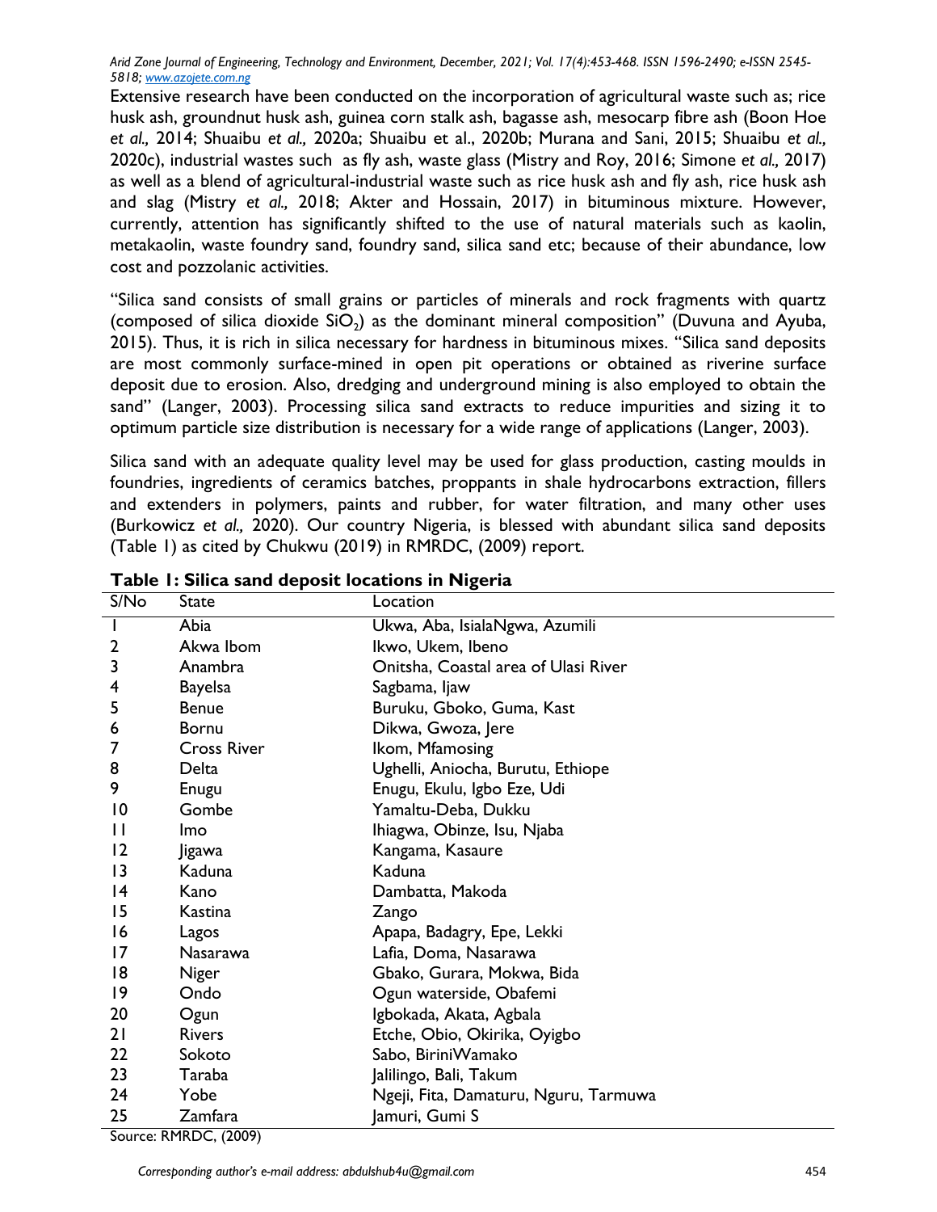Extensive research have been conducted on the incorporation of agricultural waste such as; rice husk ash, groundnut husk ash, guinea corn stalk ash, bagasse ash, mesocarp fibre ash (Boon Hoe *et al.,* 2014; Shuaibu *et al.,* 2020a; Shuaibu et al., 2020b; Murana and Sani, 2015; Shuaibu *et al.,* 2020c), industrial wastes such as fly ash, waste glass (Mistry and Roy, 2016; Simone *et al.,* 2017) as well as a blend of agricultural-industrial waste such as rice husk ash and fly ash, rice husk ash and slag (Mistry *et al.,* 2018; Akter and Hossain, 2017) in bituminous mixture. However, currently, attention has significantly shifted to the use of natural materials such as kaolin, metakaolin, waste foundry sand, foundry sand, silica sand etc; because of their abundance, low cost and pozzolanic activities.

"Silica sand consists of small grains or particles of minerals and rock fragments with quartz (composed of silica dioxide $SiO_2$) as the dominant mineral composition" (Duvuna and Ayuba, 2015). Thus, it is rich in silica necessary for hardness in bituminous mixes. "Silica sand deposits are most commonly surface-mined in open pit operations or obtained as riverine surface deposit due to erosion. Also, dredging and underground mining is also employed to obtain the sand" (Langer, 2003). Processing silica sand extracts to reduce impurities and sizing it to optimum particle size distribution is necessary for a wide range of applications (Langer, 2003).

Silica sand with an adequate quality level may be used for glass production, casting moulds in foundries, ingredients of ceramics batches, proppants in shale hydrocarbons extraction, fillers and extenders in polymers, paints and rubber, for water filtration, and many other uses (Burkowicz *et al.,* 2020). Our country Nigeria, is blessed with abundant silica sand deposits (Table 1) as cited by Chukwu (2019) in RMRDC, (2009) report.

**Table 1: Silica sand deposit locations in Nigeria**

| S/No | State | Location |
|---|---|---|
| 1 | Abia | Ukwa, Aba, IsialaNgwa, Azumili |
| 2 | Akwa Ibom | Ikwo, Ukem, Ibeno |
| 3 | Anambra | Onitsha, Coastal area of Ulasi River |
| 4 | Bayelsa | Sagbama, Ijaw |
| 5 | Benue | Buruku, Gboko, Guma, Kast |
| 6 | Bornu | Dikwa, Gwoza, Jere |
| 7 | Cross River | Ikom, Mfamosing |
| 8 | Delta | Ughelli, Aniocha, Burutu, Ethiope |
| 9 | Enugu | Enugu, Ekulu, Igbo Eze, Udi |
| 10 | Gombe | Yamaltu-Deba, Dukku |
| 11 | Imo | Ihiagwa, Obinze, Isu, Njaba |
| 12 | Jigawa | Kangama, Kasaure |
| 13 | Kaduna | Kaduna |
| 14 | Kano | Dambatta, Makoda |
| 15 | Kastina | Zango |
| 16 | Lagos | Apapa, Badagry, Epe, Lekki |
| 17 | Nasarawa | Lafia, Doma, Nasarawa |
| 18 | Niger | Gbako, Gurara, Mokwa, Bida |
| 19 | Ondo | Ogun waterside, Obafemi |
| 20 | Ogun | Igbokada, Akata, Agbala |
| 21 | Rivers | Etche, Obio, Okirika, Oyigbo |
| 22 | Sokoto | Sabo, BiriniWamako |
| 23 | Taraba | Jalilingo, Bali, Takum |
| 24 | Yobe | Ngeji, Fita, Damaturu, Nguru, Tarmuwa |
| 25 | Zamfara | Jamuri, Gumi S |

Source: RMRDC, (2009)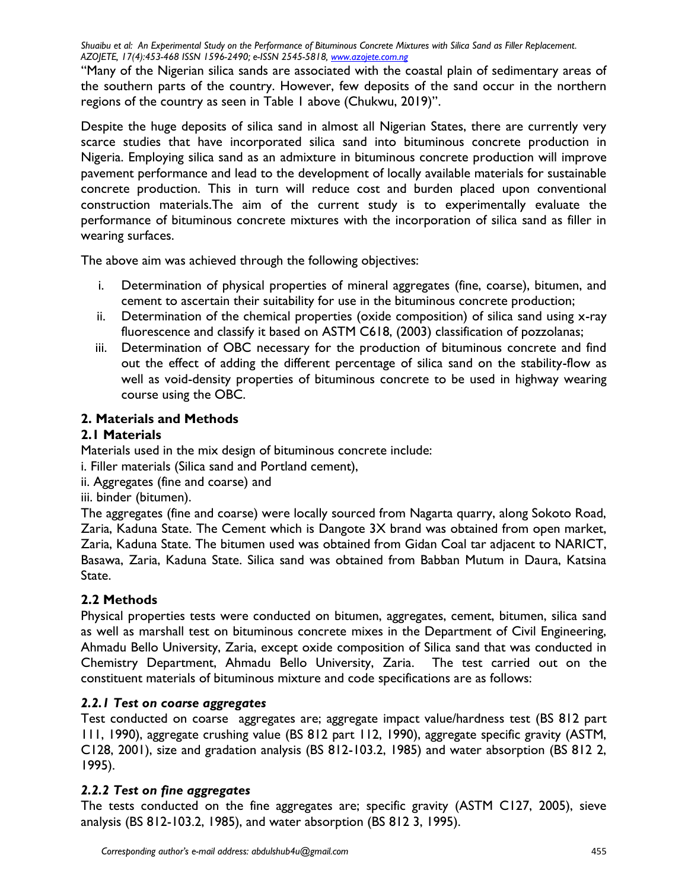"Many of the Nigerian silica sands are associated with the coastal plain of sedimentary areas of the southern parts of the country. However, few deposits of the sand occur in the northern regions of the country as seen in Table 1 above (Chukwu, 2019)".

Despite the huge deposits of silica sand in almost all Nigerian States, there are currently very scarce studies that have incorporated silica sand into bituminous concrete production in Nigeria. Employing silica sand as an admixture in bituminous concrete production will improve pavement performance and lead to the development of locally available materials for sustainable concrete production. This in turn will reduce cost and burden placed upon conventional construction materials.The aim of the current study is to experimentally evaluate the performance of bituminous concrete mixtures with the incorporation of silica sand as filler in wearing surfaces.

The above aim was achieved through the following objectives:

i. Determination of physical properties of mineral aggregates (fine, coarse), bitumen, and cement to ascertain their suitability for use in the bituminous concrete production;
ii. Determination of the chemical properties (oxide composition) of silica sand using x-ray fluorescence and classify it based on ASTM C618, (2003) classification of pozzolanas;
iii. Determination of OBC necessary for the production of bituminous concrete and find out the effect of adding the different percentage of silica sand on the stability-flow as well as void-density properties of bituminous concrete to be used in highway wearing course using the OBC.

## 2. Materials and Methods

### 2.1 Materials

Materials used in the mix design of bituminous concrete include:

i. Filler materials (Silica sand and Portland cement),
ii. Aggregates (fine and coarse) and
iii. binder (bitumen).

The aggregates (fine and coarse) were locally sourced from Nagarta quarry, along Sokoto Road, Zaria, Kaduna State. The Cement which is Dangote 3X brand was obtained from open market, Zaria, Kaduna State. The bitumen used was obtained from Gidan Coal tar adjacent to NARICT, Basawa, Zaria, Kaduna State. Silica sand was obtained from Babban Mutum in Daura, Katsina State.

### 2.2 Methods

Physical properties tests were conducted on bitumen, aggregates, cement, bitumen, silica sand as well as marshall test on bituminous concrete mixes in the Department of Civil Engineering, Ahmadu Bello University, Zaria, except oxide composition of Silica sand that was conducted in Chemistry Department, Ahmadu Bello University, Zaria. The test carried out on the constituent materials of bituminous mixture and code specifications are as follows:

#### *2.2.1 Test on coarse aggregates*

Test conducted on coarse aggregates are; aggregate impact value/hardness test (BS 812 part 111, 1990), aggregate crushing value (BS 812 part 112, 1990), aggregate specific gravity (ASTM, C128, 2001), size and gradation analysis (BS 812-103.2, 1985) and water absorption (BS 812 2, 1995).

#### *2.2.2 Test on fine aggregates*

The tests conducted on the fine aggregates are; specific gravity (ASTM C127, 2005), sieve analysis (BS 812-103.2, 1985), and water absorption (BS 812 3, 1995).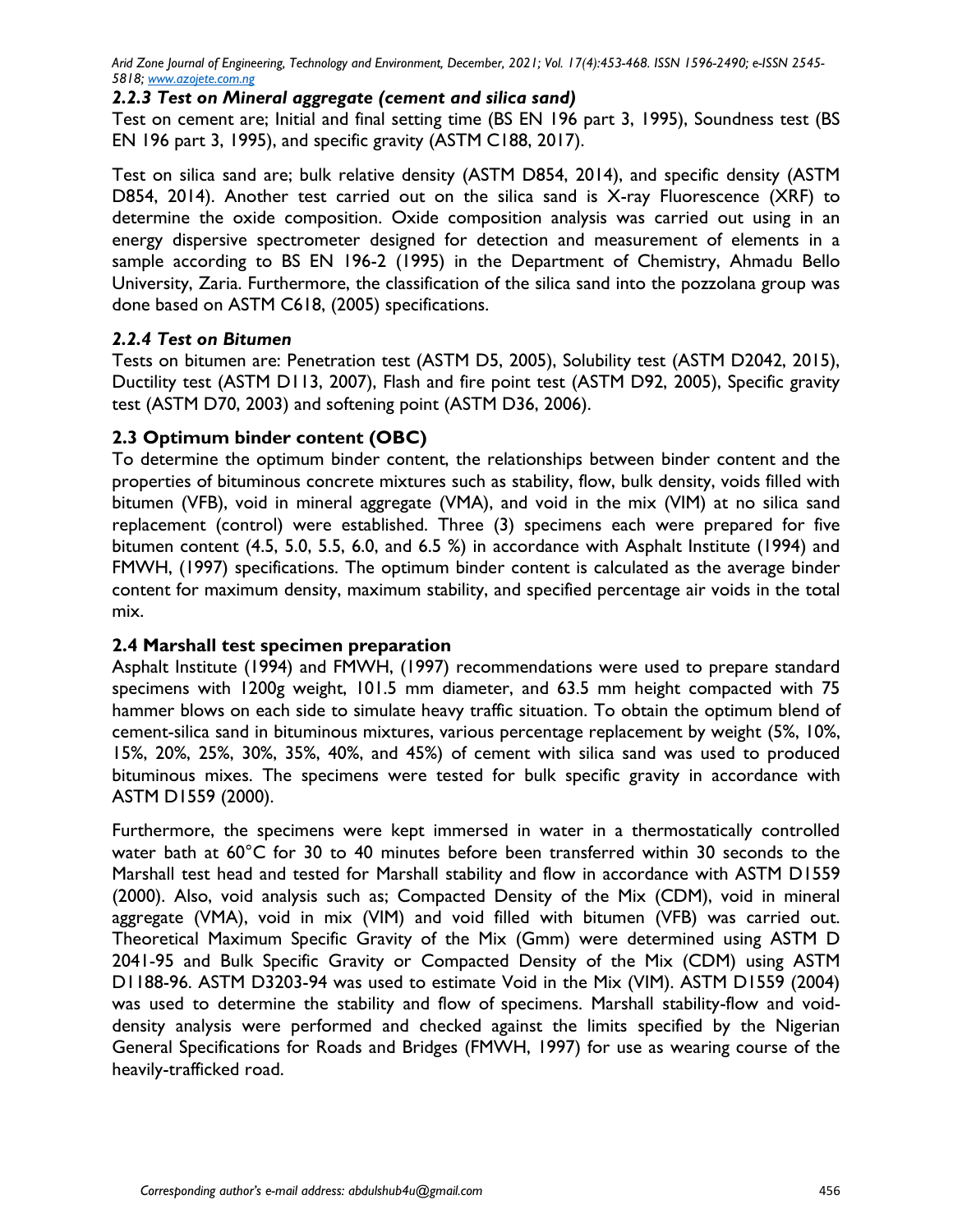#### *2.2.3 Test on Mineral aggregate (cement and silica sand)*

Test on cement are; Initial and final setting time (BS EN 196 part 3, 1995), Soundness test (BS EN 196 part 3, 1995), and specific gravity (ASTM C188, 2017).

Test on silica sand are; bulk relative density (ASTM D854, 2014), and specific density (ASTM D854, 2014). Another test carried out on the silica sand is X-ray Fluorescence (XRF) to determine the oxide composition. Oxide composition analysis was carried out using in an energy dispersive spectrometer designed for detection and measurement of elements in a sample according to BS EN 196-2 (1995) in the Department of Chemistry, Ahmadu Bello University, Zaria. Furthermore, the classification of the silica sand into the pozzolana group was done based on ASTM C618, (2005) specifications.

#### *2.2.4 Test on Bitumen*

Tests on bitumen are: Penetration test (ASTM D5, 2005), Solubility test (ASTM D2042, 2015), Ductility test (ASTM D113, 2007), Flash and fire point test (ASTM D92, 2005), Specific gravity test (ASTM D70, 2003) and softening point (ASTM D36, 2006).

### 2.3 Optimum binder content (OBC)

To determine the optimum binder content, the relationships between binder content and the properties of bituminous concrete mixtures such as stability, flow, bulk density, voids filled with bitumen (VFB), void in mineral aggregate (VMA), and void in the mix (VIM) at no silica sand replacement (control) were established. Three (3) specimens each were prepared for five bitumen content (4.5, 5.0, 5.5, 6.0, and 6.5 %) in accordance with Asphalt Institute (1994) and FMWH, (1997) specifications. The optimum binder content is calculated as the average binder content for maximum density, maximum stability, and specified percentage air voids in the total mix.

### 2.4 Marshall test specimen preparation

Asphalt Institute (1994) and FMWH, (1997) recommendations were used to prepare standard specimens with 1200g weight, 101.5 mm diameter, and 63.5 mm height compacted with 75 hammer blows on each side to simulate heavy traffic situation. To obtain the optimum blend of cement-silica sand in bituminous mixtures, various percentage replacement by weight (5%, 10%, 15%, 20%, 25%, 30%, 35%, 40%, and 45%) of cement with silica sand was used to produced bituminous mixes. The specimens were tested for bulk specific gravity in accordance with ASTM D1559 (2000).

Furthermore, the specimens were kept immersed in water in a thermostatically controlled water bath at 60°C for 30 to 40 minutes before been transferred within 30 seconds to the Marshall test head and tested for Marshall stability and flow in accordance with ASTM D1559 (2000). Also, void analysis such as; Compacted Density of the Mix (CDM), void in mineral aggregate (VMA), void in mix (VIM) and void filled with bitumen (VFB) was carried out. Theoretical Maximum Specific Gravity of the Mix (Gmm) were determined using ASTM D 2041-95 and Bulk Specific Gravity or Compacted Density of the Mix (CDM) using ASTM D1188-96. ASTM D3203-94 was used to estimate Void in the Mix (VIM). ASTM D1559 (2004) was used to determine the stability and flow of specimens. Marshall stability-flow and void-density analysis were performed and checked against the limits specified by the Nigerian General Specifications for Roads and Bridges (FMWH, 1997) for use as wearing course of the heavily-trafficked road.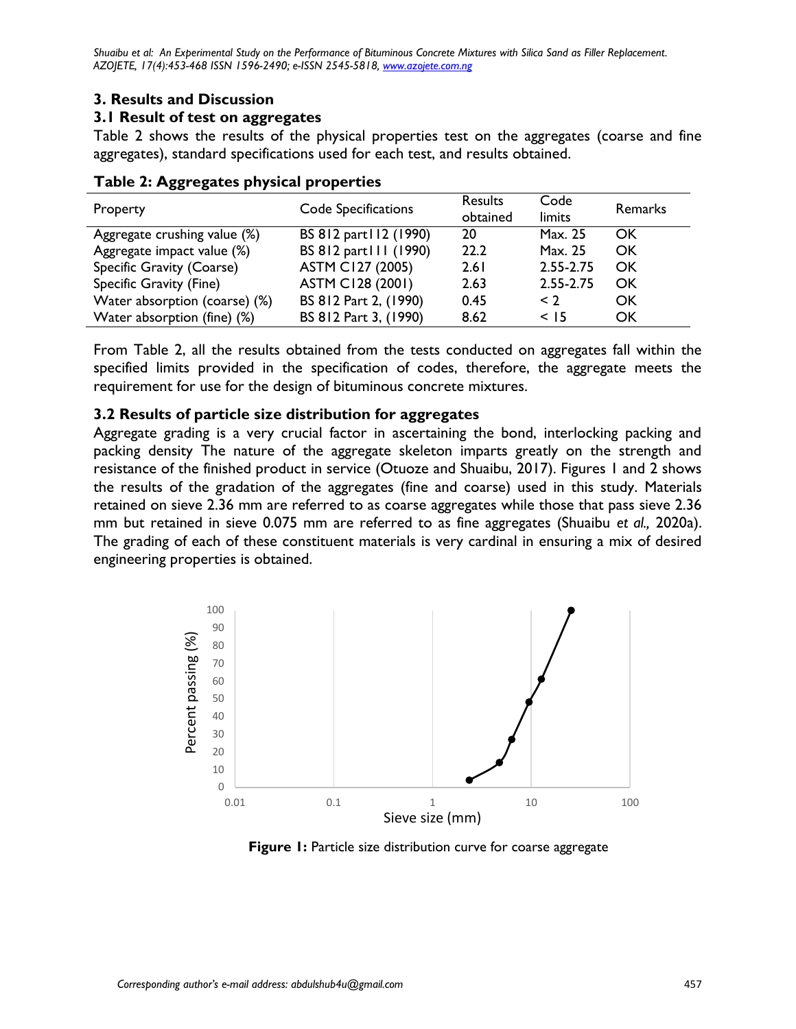## 3. Results and Discussion

### 3.1 Result of test on aggregates

Table 2 shows the results of the physical properties test on the aggregates (coarse and fine aggregates), standard specifications used for each test, and results obtained.

**Table 2: Aggregates physical properties**

| Property | Code Specifications | Results obtained | Code limits | Remarks |
|---|---|---|---|---|
| Aggregate crushing value (%) | BS 812 part112 (1990) | 20 | Max. 25 | OK |
| Aggregate impact value (%) | BS 812 part111 (1990) | 22.2 | Max. 25 | OK |
| Specific Gravity (Coarse) | ASTM C127 (2005) | 2.61 | 2.55-2.75 | OK |
| Specific Gravity (Fine) | ASTM C128 (2001) | 2.63 | 2.55-2.75 | OK |
| Water absorption (coarse) (%) | BS 812 Part 2, (1990) | 0.45 | < 2 | OK |
| Water absorption (fine) (%) | BS 812 Part 3, (1990) | 8.62 | < 15 | OK |

From Table 2, all the results obtained from the tests conducted on aggregates fall within the specified limits provided in the specification of codes, therefore, the aggregate meets the requirement for use for the design of bituminous concrete mixtures.

### 3.2 Results of particle size distribution for aggregates

Aggregate grading is a very crucial factor in ascertaining the bond, interlocking packing and packing density The nature of the aggregate skeleton imparts greatly on the strength and resistance of the finished product in service (Otuoze and Shuaibu, 2017). Figures 1 and 2 shows the results of the gradation of the aggregates (fine and coarse) used in this study. Materials retained on sieve 2.36 mm are referred to as coarse aggregates while those that pass sieve 2.36 mm but retained in sieve 0.075 mm are referred to as fine aggregates (Shuaibu *et al.,* 2020a). The grading of each of these constituent materials is very cardinal in ensuring a mix of desired engineering properties is obtained.

**Figure 1:** Particle size distribution curve for coarse aggregate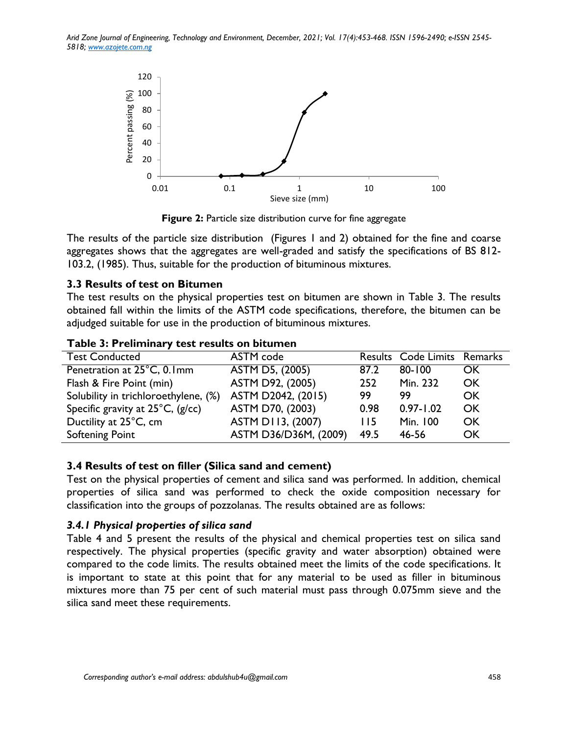**Figure 2:** Particle size distribution curve for fine aggregate

The results of the particle size distribution (Figures 1 and 2) obtained for the fine and coarse aggregates shows that the aggregates are well-graded and satisfy the specifications of BS 812-103.2, (1985). Thus, suitable for the production of bituminous mixtures.

### 3.3 Results of test on Bitumen

The test results on the physical properties test on bitumen are shown in Table 3. The results obtained fall within the limits of the ASTM code specifications, therefore, the bitumen can be adjudged suitable for use in the production of bituminous mixtures.

**Table 3: Preliminary test results on bitumen**

| Test Conducted | ASTM code | Results | Code Limits | Remarks |
|---|---|---|---|---|
| Penetration at 25°C, 0.1mm | ASTM D5, (2005) | 87.2 | 80-100 | OK |
| Flash & Fire Point (min) | ASTM D92, (2005) | 252 | Min. 232 | OK |
| Solubility in trichloroethylene, (%) | ASTM D2042, (2015) | 99 | 99 | OK |
| Specific gravity at 25°C, (g/cc) | ASTM D70, (2003) | 0.98 | 0.97-1.02 | OK |
| Ductility at 25°C, cm | ASTM D113, (2007) | 115 | Min. 100 | OK |
| Softening Point | ASTM D36/D36M, (2009) | 49.5 | 46-56 | OK |

### 3.4 Results of test on filler (Silica sand and cement)

Test on the physical properties of cement and silica sand was performed. In addition, chemical properties of silica sand was performed to check the oxide composition necessary for classification into the groups of pozzolanas. The results obtained are as follows:

#### *3.4.1 Physical properties of silica sand*

Table 4 and 5 present the results of the physical and chemical properties test on silica sand respectively. The physical properties (specific gravity and water absorption) obtained were compared to the code limits. The results obtained meet the limits of the code specifications. It is important to state at this point that for any material to be used as filler in bituminous mixtures more than 75 per cent of such material must pass through 0.075mm sieve and the silica sand meet these requirements.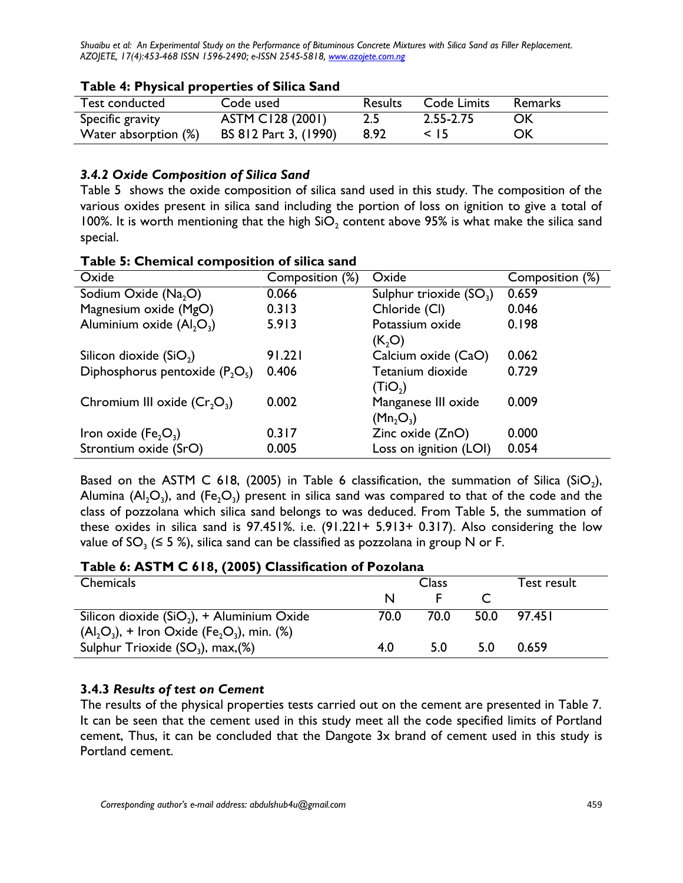**Table 4: Physical properties of Silica Sand**

| Test conducted | Code used | Results | Code Limits | Remarks |
|---|---|---|---|---|
| Specific gravity | ASTM C128 (2001) | 2.5 | 2.55-2.75 | OK |
| Water absorption (%) | BS 812 Part 3, (1990) | 8.92 | < 15 | OK |

### *3.4.2 Oxide Composition of Silica Sand*

Table 5 shows the oxide composition of silica sand used in this study. The composition of the various oxides present in silica sand including the portion of loss on ignition to give a total of 100%. It is worth mentioning that the high $SiO_2$ content above 95% is what make the silica sand special.

**Table 5: Chemical composition of silica sand**

| Oxide | Composition (%) | Oxide | Composition (%) |
|---|---|---|---|
| Sodium Oxide ($Na_2O$) | 0.066 | Sulphur trioxide ($SO_3$) | 0.659 |
| Magnesium oxide (MgO) | 0.313 | Chloride (Cl) | 0.046 |
| Aluminium oxide ($Al_2O_3$) | 5.913 | Potassium oxide ($K_2O$) | 0.198 |
| Silicon dioxide ($SiO_2$) | 91.221 | Calcium oxide (CaO) | 0.062 |
| Diphosphorus pentoxide ($P_2O_5$) | 0.406 | Tetanium dioxide ($TiO_2$) | 0.729 |
| Chromium III oxide ($Cr_2O_3$) | 0.002 | Manganese III oxide ($Mn_2O_3$) | 0.009 |
| Iron oxide ($Fe_2O_3$) | 0.317 | Zinc oxide (ZnO) | 0.000 |
| Strontium oxide (SrO) | 0.005 | Loss on ignition (LOI) | 0.054 |

Based on the ASTM C 618, (2005) in Table 6 classification, the summation of Silica ($SiO_2$), Alumina ($Al_2O_3$), and ($Fe_2O_3$) present in silica sand was compared to that of the code and the class of pozzolana which silica sand belongs to was deduced. From Table 5, the summation of these oxides in silica sand is 97.451%. i.e. (91.221+ 5.913+ 0.317). Also considering the low value of $SO_3$ (≤ 5 %), silica sand can be classified as pozzolana in group N or F.

**Table 6: ASTM C 618, (2005) Classification of Pozolana**

| Chemicals | Class | | | Test result |
|---|---|---|---|---|
| | N | F | C | |
| Silicon dioxide ($SiO_2$), + Aluminium Oxide ($Al_2O_3$), + Iron Oxide ($Fe_2O_3$), min. (%) | 70.0 | 70.0 | 50.0 | 97.451 |
| Sulphur Trioxide ($SO_3$), max,(%) | 4.0 | 5.0 | 5.0 | 0.659 |

### 3.4.3 *Results of test on Cement*

The results of the physical properties tests carried out on the cement are presented in Table 7. It can be seen that the cement used in this study meet all the code specified limits of Portland cement, Thus, it can be concluded that the Dangote 3x brand of cement used in this study is Portland cement.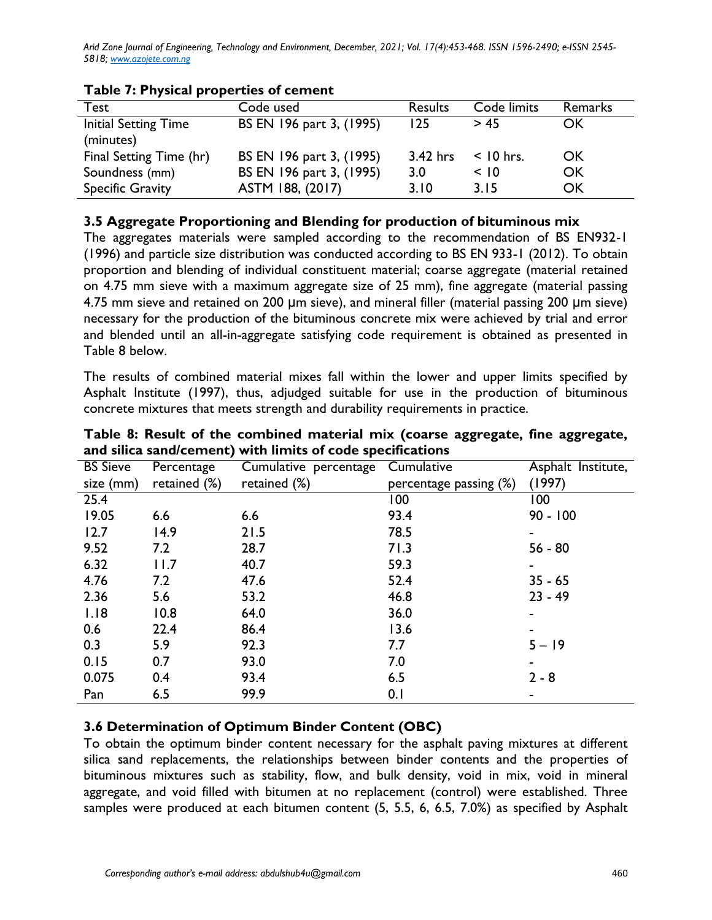**Table 7: Physical properties of cement**

| Test | Code used | Results | Code limits | Remarks |
|---|---|---|---|---|
| Initial Setting Time (minutes) | BS EN 196 part 3, (1995) | 125 | > 45 | OK |
| Final Setting Time (hr) | BS EN 196 part 3, (1995) | 3.42 hrs | < 10 hrs. | OK |
| Soundness (mm) | BS EN 196 part 3, (1995) | 3.0 | < 10 | OK |
| Specific Gravity | ASTM 188, (2017) | 3.10 | 3.15 | OK |

### 3.5 Aggregate Proportioning and Blending for production of bituminous mix

The aggregates materials were sampled according to the recommendation of BS EN932-1 (1996) and particle size distribution was conducted according to BS EN 933-1 (2012). To obtain proportion and blending of individual constituent material; coarse aggregate (material retained on 4.75 mm sieve with a maximum aggregate size of 25 mm), fine aggregate (material passing 4.75 mm sieve and retained on 200 µm sieve), and mineral filler (material passing 200 µm sieve) necessary for the production of the bituminous concrete mix were achieved by trial and error and blended until an all-in-aggregate satisfying code requirement is obtained as presented in Table 8 below.

The results of combined material mixes fall within the lower and upper limits specified by Asphalt Institute (1997), thus, adjudged suitable for use in the production of bituminous concrete mixtures that meets strength and durability requirements in practice.

**Table 8: Result of the combined material mix (coarse aggregate, fine aggregate, and silica sand/cement) with limits of code specifications**

| BS Sieve size (mm) | Percentage retained (%) | Cumulative percentage retained (%) | Cumulative percentage passing (%) | Asphalt Institute, (1997) |
|---|---|---|---|---|
| 25.4 | | | 100 | 100 |
| 19.05 | 6.6 | 6.6 | 93.4 | 90 - 100 |
| 12.7 | 14.9 | 21.5 | 78.5 | - |
| 9.52 | 7.2 | 28.7 | 71.3 | 56 - 80 |
| 6.32 | 11.7 | 40.7 | 59.3 | - |
| 4.76 | 7.2 | 47.6 | 52.4 | 35 - 65 |
| 2.36 | 5.6 | 53.2 | 46.8 | 23 - 49 |
| 1.18 | 10.8 | 64.0 | 36.0 | - |
| 0.6 | 22.4 | 86.4 | 13.6 | - |
| 0.3 | 5.9 | 92.3 | 7.7 | 5 – 19 |
| 0.15 | 0.7 | 93.0 | 7.0 | - |
| 0.075 | 0.4 | 93.4 | 6.5 | 2 - 8 |
| Pan | 6.5 | 99.9 | 0.1 | - |

### 3.6 Determination of Optimum Binder Content (OBC)

To obtain the optimum binder content necessary for the asphalt paving mixtures at different silica sand replacements, the relationships between binder contents and the properties of bituminous mixtures such as stability, flow, and bulk density, void in mix, void in mineral aggregate, and void filled with bitumen at no replacement (control) were established. Three samples were produced at each bitumen content (5, 5.5, 6, 6.5, 7.0%) as specified by Asphalt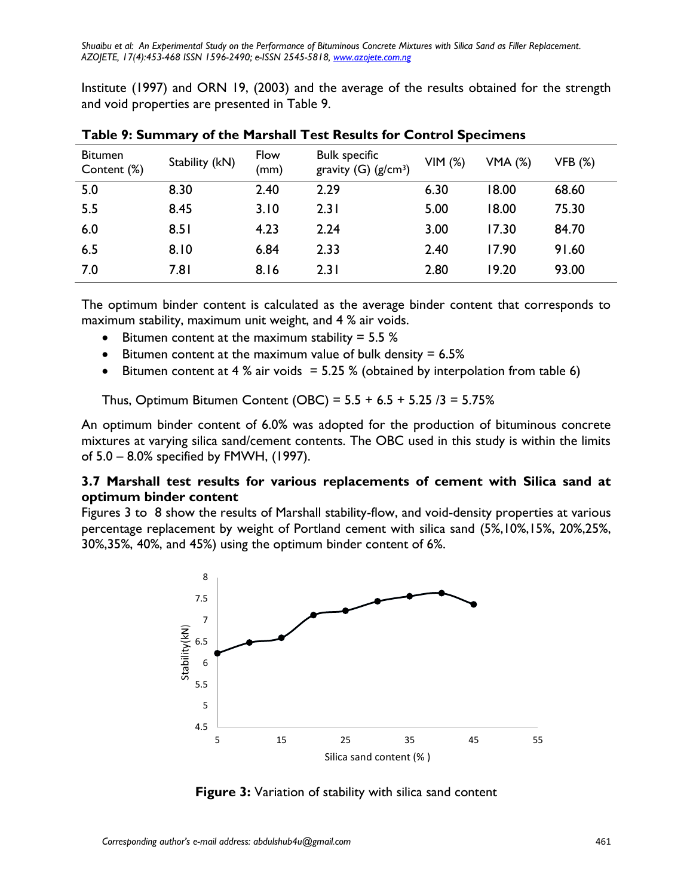Institute (1997) and ORN 19, (2003) and the average of the results obtained for the strength and void properties are presented in Table 9.

**Table 9: Summary of the Marshall Test Results for Control Specimens**

| Bitumen Content (%) | Stability (kN) | Flow (mm) | Bulk specific gravity (G) (g/cm$^3$) | VIM (%) | VMA (%) | VFB (%) |
|---|---|---|---|---|---|---|
| 5.0 | 8.30 | 2.40 | 2.29 | 6.30 | 18.00 | 68.60 |
| 5.5 | 8.45 | 3.10 | 2.31 | 5.00 | 18.00 | 75.30 |
| 6.0 | 8.51 | 4.23 | 2.24 | 3.00 | 17.30 | 84.70 |
| 6.5 | 8.10 | 6.84 | 2.33 | 2.40 | 17.90 | 91.60 |
| 7.0 | 7.81 | 8.16 | 2.31 | 2.80 | 19.20 | 93.00 |

The optimum binder content is calculated as the average binder content that corresponds to maximum stability, maximum unit weight, and 4 % air voids.

- Bitumen content at the maximum stability = 5.5 %
- Bitumen content at the maximum value of bulk density = 6.5%
- Bitumen content at 4 % air voids = 5.25 % (obtained by interpolation from table 6)

Thus, Optimum Bitumen Content (OBC) = 5.5 + 6.5 + 5.25 /3 = 5.75%

An optimum binder content of 6.0% was adopted for the production of bituminous concrete mixtures at varying silica sand/cement contents. The OBC used in this study is within the limits of 5.0 – 8.0% specified by FMWH, (1997).

### 3.7 Marshall test results for various replacements of cement with Silica sand at optimum binder content

Figures 3 to 8 show the results of Marshall stability-flow, and void-density properties at various percentage replacement by weight of Portland cement with silica sand (5%,10%,15%, 20%,25%, 30%,35%, 40%, and 45%) using the optimum binder content of 6%.

**Figure 3:** Variation of stability with silica sand content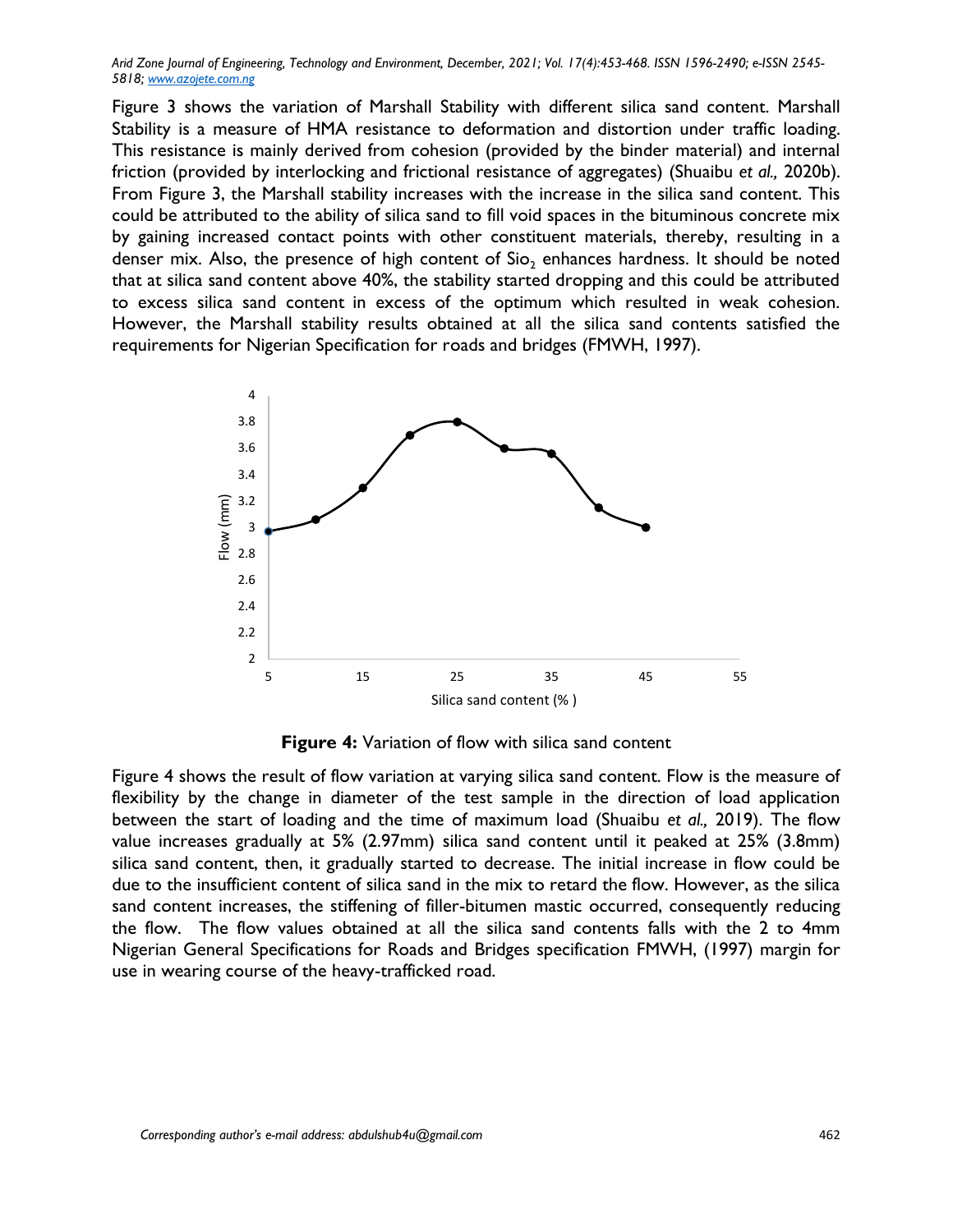Figure 3 shows the variation of Marshall Stability with different silica sand content. Marshall Stability is a measure of HMA resistance to deformation and distortion under traffic loading. This resistance is mainly derived from cohesion (provided by the binder material) and internal friction (provided by interlocking and frictional resistance of aggregates) (Shuaibu *et al.,* 2020b). From Figure 3, the Marshall stability increases with the increase in the silica sand content. This could be attributed to the ability of silica sand to fill void spaces in the bituminous concrete mix by gaining increased contact points with other constituent materials, thereby, resulting in a denser mix. Also, the presence of high content of $Sio_2$ enhances hardness. It should be noted that at silica sand content above 40%, the stability started dropping and this could be attributed to excess silica sand content in excess of the optimum which resulted in weak cohesion. However, the Marshall stability results obtained at all the silica sand contents satisfied the requirements for Nigerian Specification for roads and bridges (FMWH, 1997).

**Figure 4:** Variation of flow with silica sand content

Figure 4 shows the result of flow variation at varying silica sand content. Flow is the measure of flexibility by the change in diameter of the test sample in the direction of load application between the start of loading and the time of maximum load (Shuaibu *et al.,* 2019). The flow value increases gradually at 5% (2.97mm) silica sand content until it peaked at 25% (3.8mm) silica sand content, then, it gradually started to decrease. The initial increase in flow could be due to the insufficient content of silica sand in the mix to retard the flow. However, as the silica sand content increases, the stiffening of filler-bitumen mastic occurred, consequently reducing the flow. The flow values obtained at all the silica sand contents falls with the 2 to 4mm Nigerian General Specifications for Roads and Bridges specification FMWH, (1997) margin for use in wearing course of the heavy-trafficked road.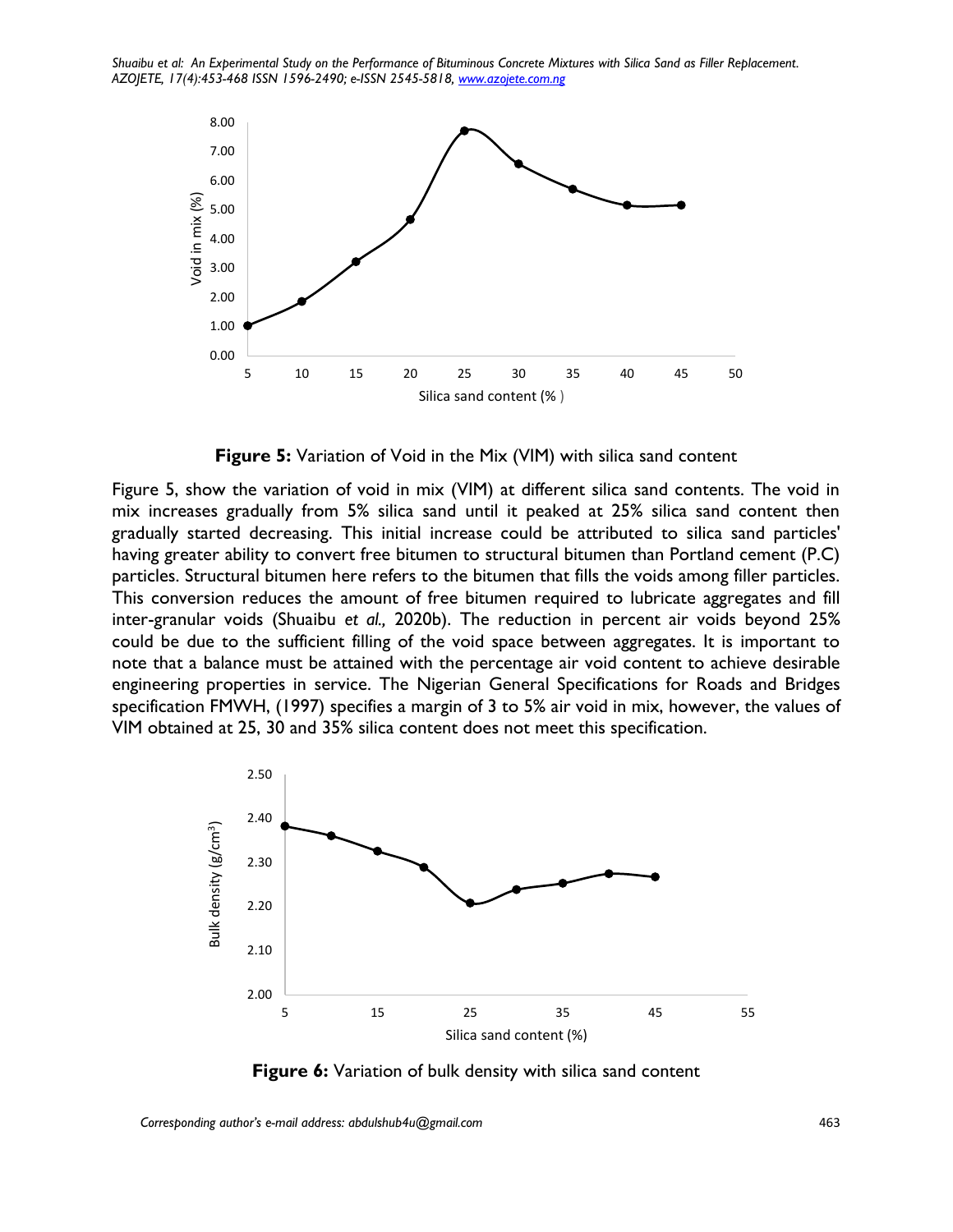Figure 5: Variation of Void in the Mix (VIM) with silica sand content

Figure 5, show the variation of void in mix (VIM) at different silica sand contents. The void in mix increases gradually from 5% silica sand until it peaked at 25% silica sand content then gradually started decreasing. This initial increase could be attributed to silica sand particles' having greater ability to convert free bitumen to structural bitumen than Portland cement (P.C) particles. Structural bitumen here refers to the bitumen that fills the voids among filler particles. This conversion reduces the amount of free bitumen required to lubricate aggregates and fill inter-granular voids (Shuaibu *et al.,* 2020b). The reduction in percent air voids beyond 25% could be due to the sufficient filling of the void space between aggregates. It is important to note that a balance must be attained with the percentage air void content to achieve desirable engineering properties in service. The Nigerian General Specifications for Roads and Bridges specification FMWH, (1997) specifies a margin of 3 to 5% air void in mix, however, the values of VIM obtained at 25, 30 and 35% silica content does not meet this specification.

Figure 6: Variation of bulk density with silica sand content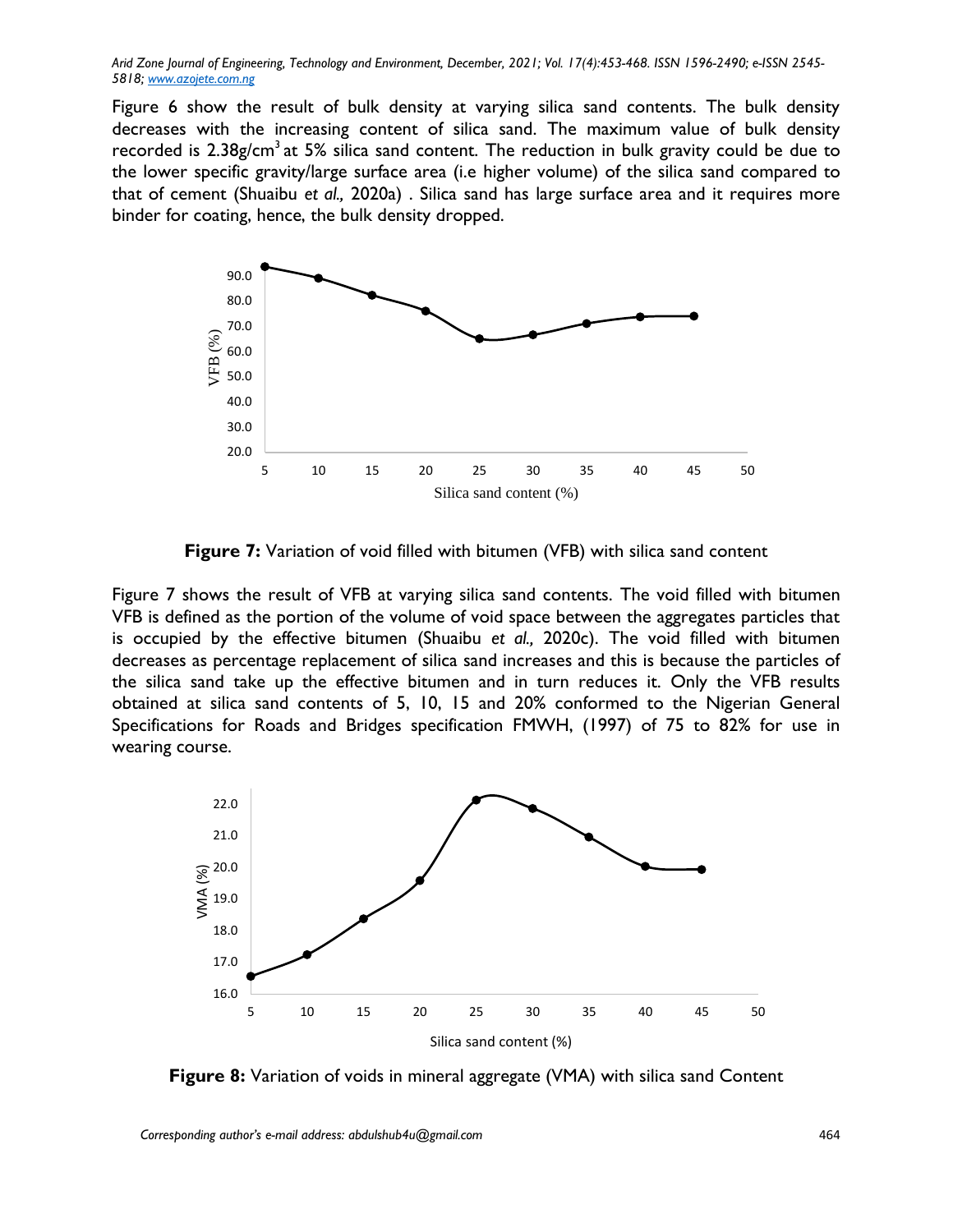Figure 6 show the result of bulk density at varying silica sand contents. The bulk density decreases with the increasing content of silica sand. The maximum value of bulk density recorded is 2.38g/cm$^3$ at 5% silica sand content. The reduction in bulk gravity could be due to the lower specific gravity/large surface area (i.e higher volume) of the silica sand compared to that of cement (Shuaibu *et al.,* 2020a) . Silica sand has large surface area and it requires more binder for coating, hence, the bulk density dropped.

**Figure 7:** Variation of void filled with bitumen (VFB) with silica sand content

Figure 7 shows the result of VFB at varying silica sand contents. The void filled with bitumen VFB is defined as the portion of the volume of void space between the aggregates particles that is occupied by the effective bitumen (Shuaibu *et al.,* 2020c). The void filled with bitumen decreases as percentage replacement of silica sand increases and this is because the particles of the silica sand take up the effective bitumen and in turn reduces it. Only the VFB results obtained at silica sand contents of 5, 10, 15 and 20% conformed to the Nigerian General Specifications for Roads and Bridges specification FMWH, (1997) of 75 to 82% for use in wearing course.

**Figure 8:** Variation of voids in mineral aggregate (VMA) with silica sand Content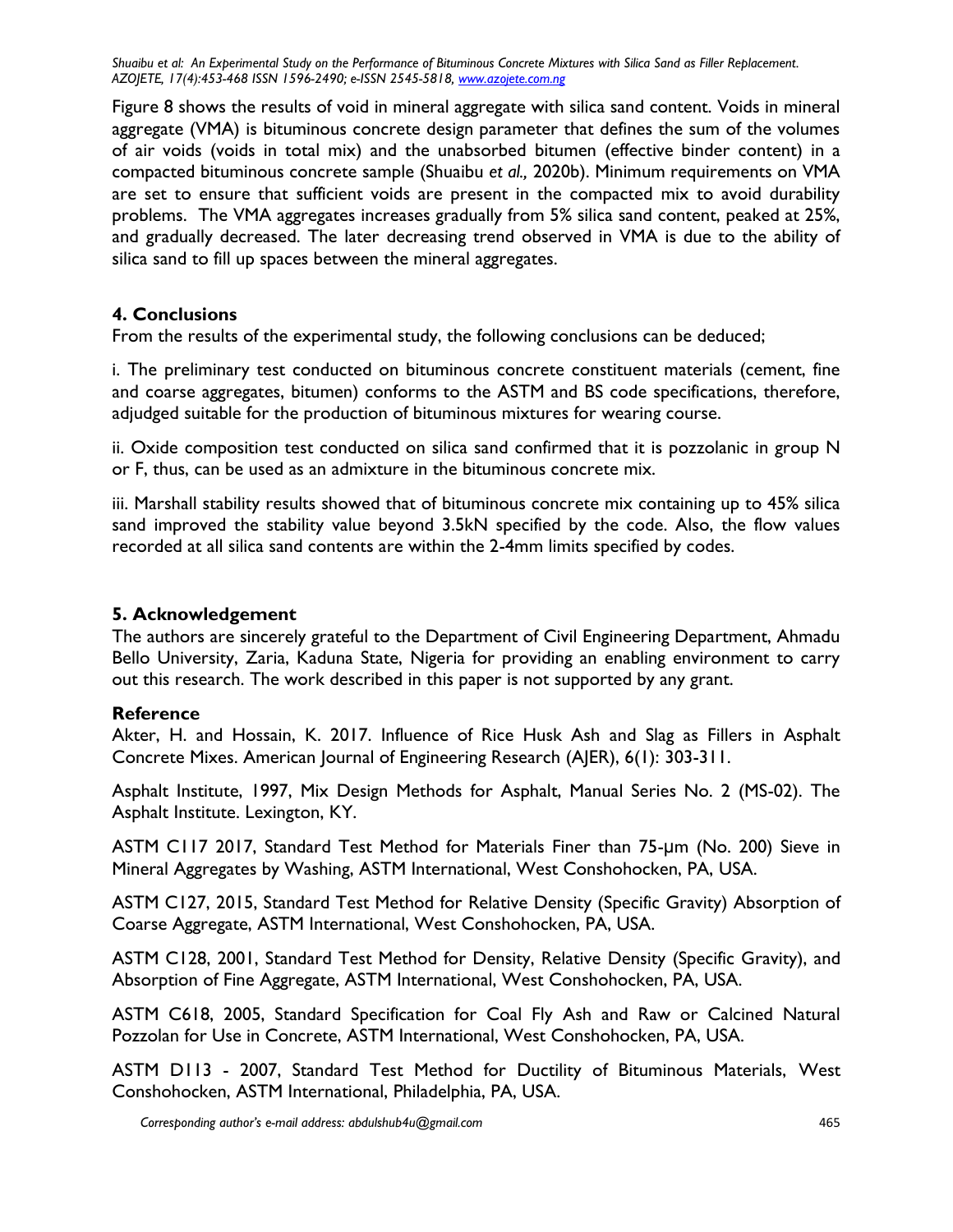Figure 8 shows the results of void in mineral aggregate with silica sand content. Voids in mineral aggregate (VMA) is bituminous concrete design parameter that defines the sum of the volumes of air voids (voids in total mix) and the unabsorbed bitumen (effective binder content) in a compacted bituminous concrete sample (Shuaibu *et al.,* 2020b). Minimum requirements on VMA are set to ensure that sufficient voids are present in the compacted mix to avoid durability problems. The VMA aggregates increases gradually from 5% silica sand content, peaked at 25%, and gradually decreased. The later decreasing trend observed in VMA is due to the ability of silica sand to fill up spaces between the mineral aggregates.

## 4. Conclusions

From the results of the experimental study, the following conclusions can be deduced;

i. The preliminary test conducted on bituminous concrete constituent materials (cement, fine and coarse aggregates, bitumen) conforms to the ASTM and BS code specifications, therefore, adjudged suitable for the production of bituminous mixtures for wearing course.

ii. Oxide composition test conducted on silica sand confirmed that it is pozzolanic in group N or F, thus, can be used as an admixture in the bituminous concrete mix.

iii. Marshall stability results showed that of bituminous concrete mix containing up to 45% silica sand improved the stability value beyond 3.5kN specified by the code. Also, the flow values recorded at all silica sand contents are within the 2-4mm limits specified by codes.

## 5. Acknowledgement

The authors are sincerely grateful to the Department of Civil Engineering Department, Ahmadu Bello University, Zaria, Kaduna State, Nigeria for providing an enabling environment to carry out this research. The work described in this paper is not supported by any grant.

### Reference

Akter, H. and Hossain, K. 2017. Influence of Rice Husk Ash and Slag as Fillers in Asphalt Concrete Mixes. American Journal of Engineering Research (AJER), 6(1): 303-311.

Asphalt Institute, 1997, Mix Design Methods for Asphalt, Manual Series No. 2 (MS-02). The Asphalt Institute. Lexington, KY.

ASTM C117 2017, Standard Test Method for Materials Finer than 75-μm (No. 200) Sieve in Mineral Aggregates by Washing, ASTM International, West Conshohocken, PA, USA.

ASTM C127, 2015, Standard Test Method for Relative Density (Specific Gravity) Absorption of Coarse Aggregate, ASTM International, West Conshohocken, PA, USA.

ASTM C128, 2001, Standard Test Method for Density, Relative Density (Specific Gravity), and Absorption of Fine Aggregate, ASTM International, West Conshohocken, PA, USA.

ASTM C618, 2005, Standard Specification for Coal Fly Ash and Raw or Calcined Natural Pozzolan for Use in Concrete, ASTM International, West Conshohocken, PA, USA.

ASTM D113 - 2007, Standard Test Method for Ductility of Bituminous Materials, West Conshohocken, ASTM International, Philadelphia, PA, USA.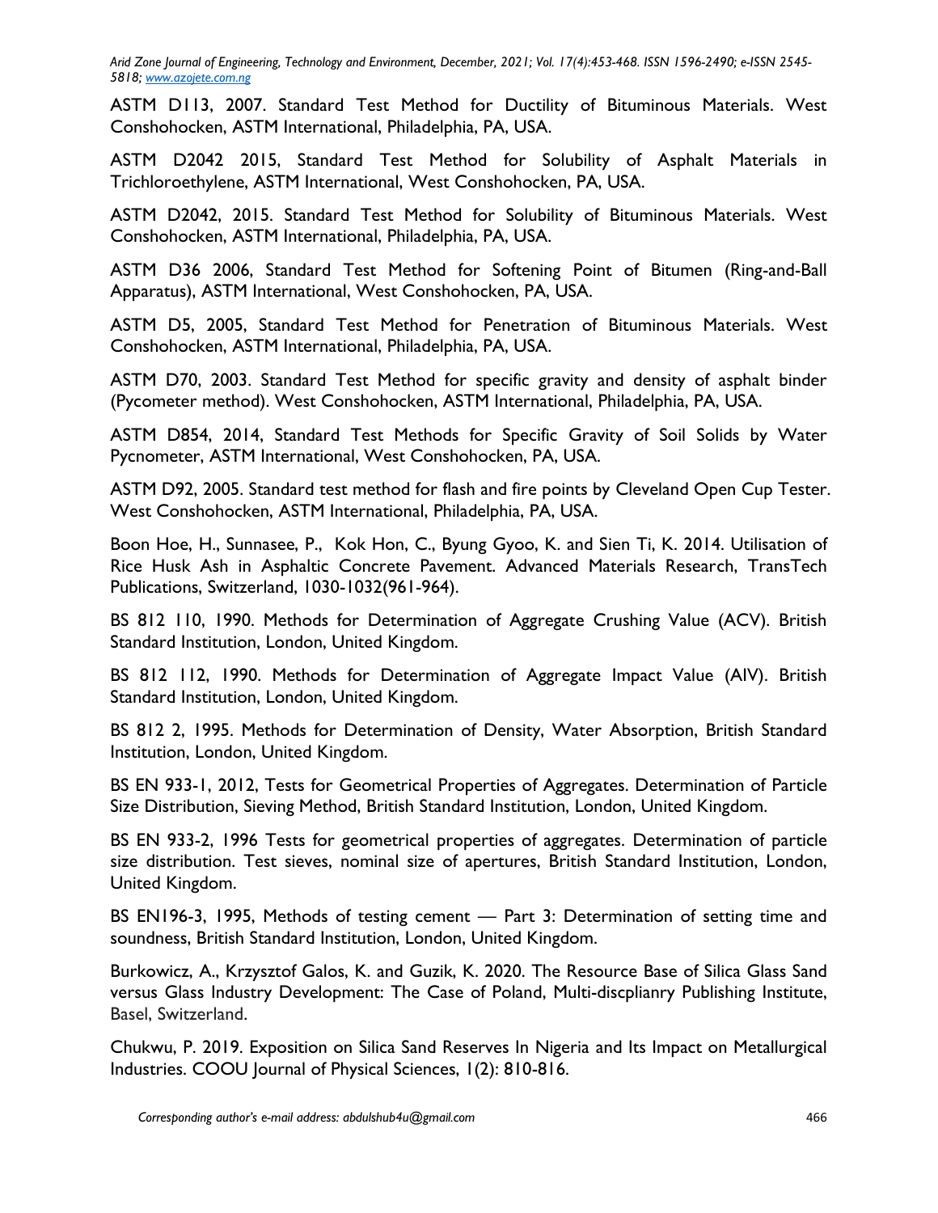ASTM D113, 2007. Standard Test Method for Ductility of Bituminous Materials. West Conshohocken, ASTM International, Philadelphia, PA, USA.

ASTM D2042 2015, Standard Test Method for Solubility of Asphalt Materials in Trichloroethylene, ASTM International, West Conshohocken, PA, USA.

ASTM D2042, 2015. Standard Test Method for Solubility of Bituminous Materials. West Conshohocken, ASTM International, Philadelphia, PA, USA.

ASTM D36 2006, Standard Test Method for Softening Point of Bitumen (Ring-and-Ball Apparatus), ASTM International, West Conshohocken, PA, USA.

ASTM D5, 2005, Standard Test Method for Penetration of Bituminous Materials. West Conshohocken, ASTM International, Philadelphia, PA, USA.

ASTM D70, 2003. Standard Test Method for specific gravity and density of asphalt binder (Pycometer method). West Conshohocken, ASTM International, Philadelphia, PA, USA.

ASTM D854, 2014, Standard Test Methods for Specific Gravity of Soil Solids by Water Pycnometer, ASTM International, West Conshohocken, PA, USA.

ASTM D92, 2005. Standard test method for flash and fire points by Cleveland Open Cup Tester. West Conshohocken, ASTM International, Philadelphia, PA, USA.

Boon Hoe, H., Sunnasee, P., Kok Hon, C., Byung Gyoo, K. and Sien Ti, K. 2014. Utilisation of Rice Husk Ash in Asphaltic Concrete Pavement. Advanced Materials Research, TransTech Publications, Switzerland, 1030-1032(961-964).

BS 812 110, 1990. Methods for Determination of Aggregate Crushing Value (ACV). British Standard Institution, London, United Kingdom.

BS 812 112, 1990. Methods for Determination of Aggregate Impact Value (AIV). British Standard Institution, London, United Kingdom.

BS 812 2, 1995. Methods for Determination of Density, Water Absorption, British Standard Institution, London, United Kingdom.

BS EN 933-1, 2012, Tests for Geometrical Properties of Aggregates. Determination of Particle Size Distribution, Sieving Method, British Standard Institution, London, United Kingdom.

BS EN 933-2, 1996 Tests for geometrical properties of aggregates. Determination of particle size distribution. Test sieves, nominal size of apertures, British Standard Institution, London, United Kingdom.

BS EN196-3, 1995, Methods of testing cement — Part 3: Determination of setting time and soundness, British Standard Institution, London, United Kingdom.

Burkowicz, A., Krzysztof Galos, K. and Guzik, K. 2020. The Resource Base of Silica Glass Sand versus Glass Industry Development: The Case of Poland, Multi-discplianry Publishing Institute, Basel, Switzerland.

Chukwu, P. 2019. Exposition on Silica Sand Reserves In Nigeria and Its Impact on Metallurgical Industries. COOU Journal of Physical Sciences, 1(2): 810-816.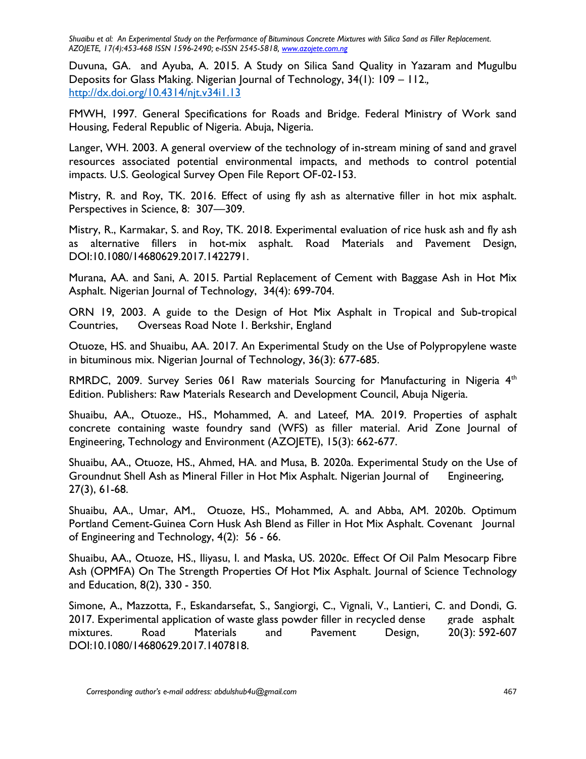Duvuna, GA. and Ayuba, A. 2015. A Study on Silica Sand Quality in Yazaram and Mugulbu Deposits for Glass Making. Nigerian Journal of Technology, 34(1): 109 – 112., http://dx.doi.org/10.4314/njt.v34i1.13

FMWH, 1997. General Specifications for Roads and Bridge. Federal Ministry of Work sand Housing, Federal Republic of Nigeria. Abuja, Nigeria.

Langer, WH. 2003. A general overview of the technology of in-stream mining of sand and gravel resources associated potential environmental impacts, and methods to control potential impacts. U.S. Geological Survey Open File Report OF-02-153.

Mistry, R. and Roy, TK. 2016. Effect of using fly ash as alternative filler in hot mix asphalt. Perspectives in Science, 8: 307—309.

Mistry, R., Karmakar, S. and Roy, TK. 2018. Experimental evaluation of rice husk ash and fly ash as alternative fillers in hot-mix asphalt. Road Materials and Pavement Design, DOI:10.1080/14680629.2017.1422791.

Murana, AA. and Sani, A. 2015. Partial Replacement of Cement with Baggase Ash in Hot Mix Asphalt. Nigerian Journal of Technology, 34(4): 699-704.

ORN 19, 2003. A guide to the Design of Hot Mix Asphalt in Tropical and Sub-tropical Countries, Overseas Road Note 1. Berkshir, England

Otuoze, HS. and Shuaibu, AA. 2017. An Experimental Study on the Use of Polypropylene waste in bituminous mix. Nigerian Journal of Technology, 36(3): 677-685.

RMRDC, 2009. Survey Series 061 Raw materials Sourcing for Manufacturing in Nigeria 4th Edition. Publishers: Raw Materials Research and Development Council, Abuja Nigeria.

Shuaibu, AA., Otuoze., HS., Mohammed, A. and Lateef, MA. 2019. Properties of asphalt concrete containing waste foundry sand (WFS) as filler material. Arid Zone Journal of Engineering, Technology and Environment (AZOJETE), 15(3): 662-677.

Shuaibu, AA., Otuoze, HS., Ahmed, HA. and Musa, B. 2020a. Experimental Study on the Use of Groundnut Shell Ash as Mineral Filler in Hot Mix Asphalt. Nigerian Journal of Engineering, 27(3), 61-68.

Shuaibu, AA., Umar, AM., Otuoze, HS., Mohammed, A. and Abba, AM. 2020b. Optimum Portland Cement-Guinea Corn Husk Ash Blend as Filler in Hot Mix Asphalt. Covenant Journal of Engineering and Technology, 4(2): 56 - 66.

Shuaibu, AA., Otuoze, HS., Iliyasu, I. and Maska, US. 2020c. Effect Of Oil Palm Mesocarp Fibre Ash (OPMFA) On The Strength Properties Of Hot Mix Asphalt. Journal of Science Technology and Education, 8(2), 330 - 350.

Simone, A., Mazzotta, F., Eskandarsefat, S., Sangiorgi, C., Vignali, V., Lantieri, C. and Dondi, G. 2017. Experimental application of waste glass powder filler in recycled dense grade asphalt mixtures. Road Materials and Pavement Design, 20(3): 592-607 DOI:10.1080/14680629.2017.1407818.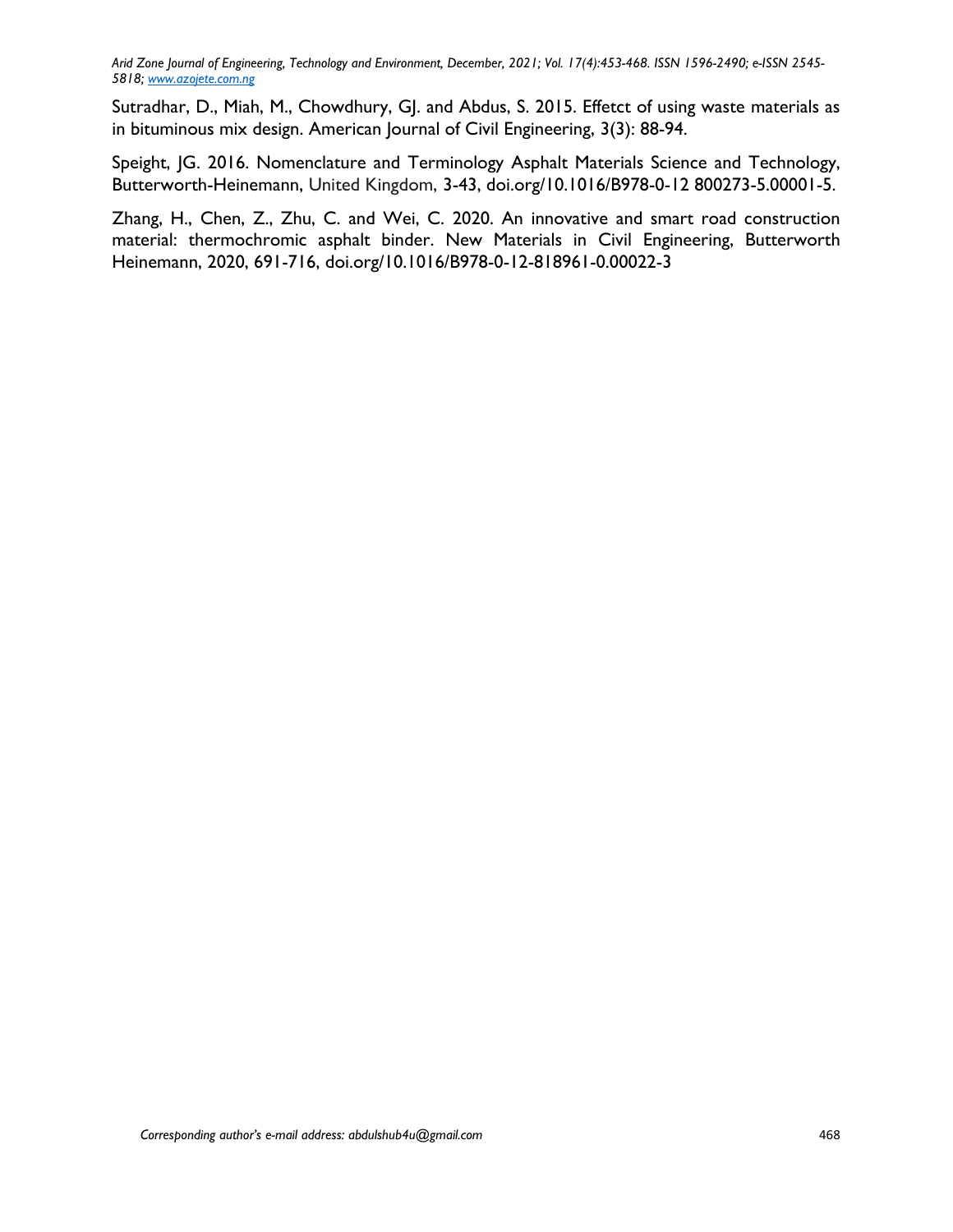Sutradhar, D., Miah, M., Chowdhury, GJ. and Abdus, S. 2015. Effetct of using waste materials as in bituminous mix design. American Journal of Civil Engineering, 3(3): 88-94.

Speight, JG. 2016. Nomenclature and Terminology Asphalt Materials Science and Technology, Butterworth-Heinemann, United Kingdom, 3-43, doi.org/10.1016/B978-0-12 800273-5.00001-5.

Zhang, H., Chen, Z., Zhu, C. and Wei, C. 2020. An innovative and smart road construction material: thermochromic asphalt binder. New Materials in Civil Engineering, Butterworth Heinemann, 2020, 691-716, doi.org/10.1016/B978-0-12-818961-0.00022-3

Corresponding author's e-mail address: abdulshub4u@gmail.com